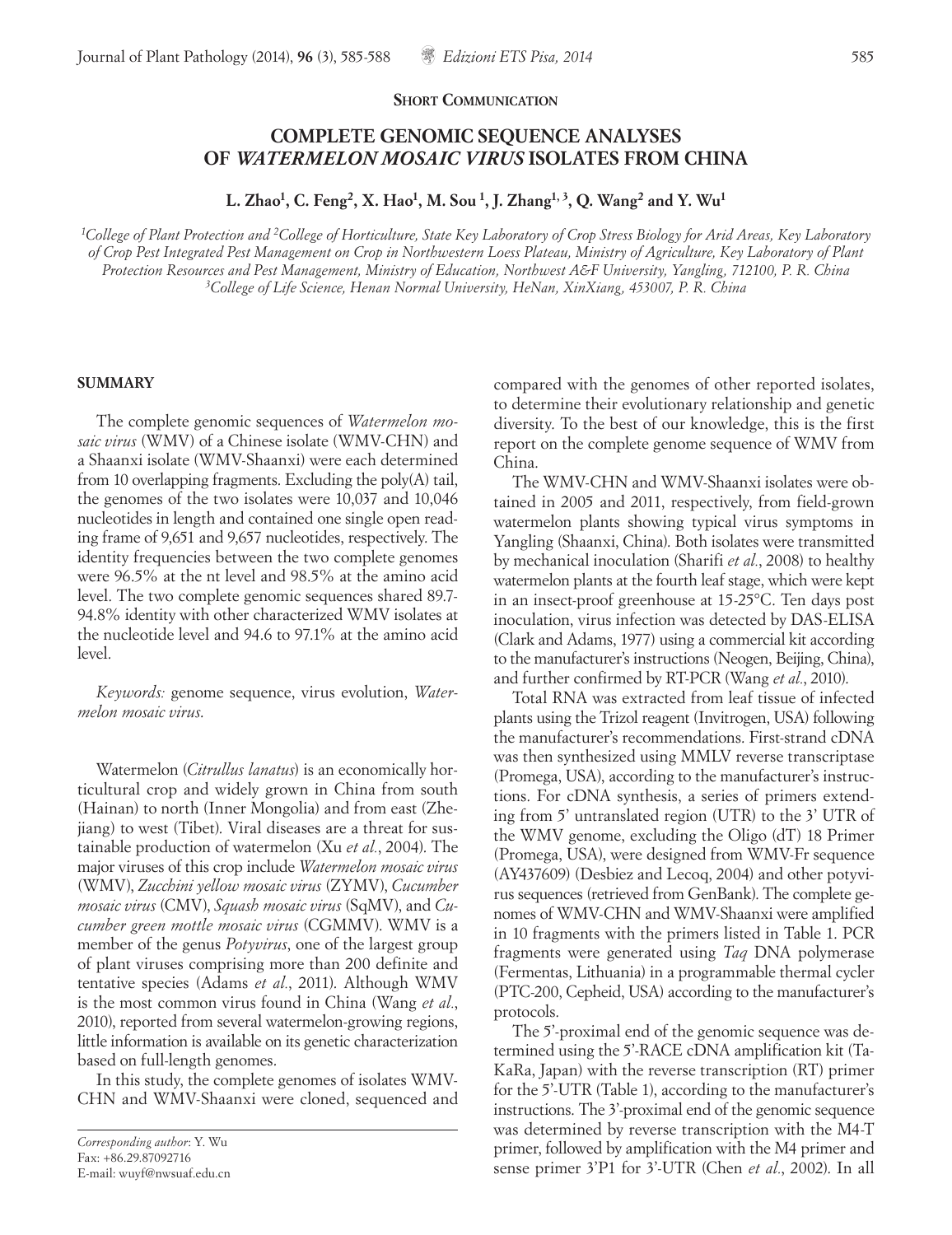**Short Communication**

# COMPLETE GENOMIC SEQUENCE ANALYSES OF *WATERMELON MOSAIC VIRUS* ISOLATES FROM CHINA

**L. Zhao[1], C. Feng[2], X. Hao[1], M. Sou [1], J. Zhang[1, 3], Q. Wang[2] and Y. Wu[1]**

[1]*College of Plant Protection and* [2]*College of Horticulture, State Key Laboratory of Crop Stress Biology for Arid Areas, Key Laboratory of Crop Pest Integrated Pest Management on Crop in Northwestern Loess Plateau, Ministry of Agriculture, Key Laboratory of Plant Protection Resources and Pest Management, Ministry of Education, Northwest A&F University, Yangling, 712100, P. R. China*
[3]*College of Life Science, Henan Normal University, HeNan, XinXiang, 453007, P. R. China*

## SUMMARY

The complete genomic sequences of *Watermelon mosaic virus* (WMV) of a Chinese isolate (WMV-CHN) and a Shaanxi isolate (WMV-Shaanxi) were each determined from 10 overlapping fragments. Excluding the poly(A) tail, the genomes of the two isolates were 10,037 and 10,046 nucleotides in length and contained one single open reading frame of 9,651 and 9,657 nucleotides, respectively. The identity frequencies between the two complete genomes were 96.5% at the nt level and 98.5% at the amino acid level. The two complete genomic sequences shared 89.7-94.8% identity with other characterized WMV isolates at the nucleotide level and 94.6 to 97.1% at the amino acid level.

*Keywords:* genome sequence, virus evolution, *Watermelon mosaic virus*.

Watermelon (*Citrullus lanatus*) is an economically horticultural crop and widely grown in China from south (Hainan) to north (Inner Mongolia) and from east (Zhejiang) to west (Tibet). Viral diseases are a threat for sustainable production of watermelon (Xu *et al.*, 2004). The major viruses of this crop include *Watermelon mosaic virus* (WMV), *Zucchini yellow mosaic virus* (ZYMV), *Cucumber mosaic virus* (CMV), *Squash mosaic virus* (SqMV), and *Cucumber green mottle mosaic virus* (CGMMV). WMV is a member of the genus *Potyvirus*, one of the largest group of plant viruses comprising more than 200 definite and tentative species (Adams *et al.*, 2011). Although WMV is the most common virus found in China (Wang *et al.*, 2010), reported from several watermelon-growing regions, little information is available on its genetic characterization based on full-length genomes.

In this study, the complete genomes of isolates WMV-CHN and WMV-Shaanxi were cloned, sequenced and compared with the genomes of other reported isolates, to determine their evolutionary relationship and genetic diversity. To the best of our knowledge, this is the first report on the complete genome sequence of WMV from China.

The WMV-CHN and WMV-Shaanxi isolates were obtained in 2005 and 2011, respectively, from field-grown watermelon plants showing typical virus symptoms in Yangling (Shaanxi, China). Both isolates were transmitted by mechanical inoculation (Sharifi *et al.*, 2008) to healthy watermelon plants at the fourth leaf stage, which were kept in an insect-proof greenhouse at 15-25°C. Ten days post inoculation, virus infection was detected by DAS-ELISA (Clark and Adams, 1977) using a commercial kit according to the manufacturer's instructions (Neogen, Beijing, China), and further confirmed by RT-PCR (Wang *et al.*, 2010).

Total RNA was extracted from leaf tissue of infected plants using the Trizol reagent (Invitrogen, USA) following the manufacturer's recommendations. First-strand cDNA was then synthesized using MMLV reverse transcriptase (Promega, USA), according to the manufacturer's instructions. For cDNA synthesis, a series of primers extending from 5' untranslated region (UTR) to the 3' UTR of the WMV genome, excluding the Oligo (dT) 18 Primer (Promega, USA), were designed from WMV-Fr sequence (AY437609) (Desbiez and Lecoq, 2004) and other potyvirus sequences (retrieved from GenBank). The complete genomes of WMV-CHN and WMV-Shaanxi were amplified in 10 fragments with the primers listed in Table 1. PCR fragments were generated using *Taq* DNA polymerase (Fermentas, Lithuania) in a programmable thermal cycler (PTC-200, Cepheid, USA) according to the manufacturer's protocols.

The 5'-proximal end of the genomic sequence was determined using the 5'-RACE cDNA amplification kit (TaKaRa, Japan) with the reverse transcription (RT) primer for the 5'-UTR (Table 1), according to the manufacturer's instructions. The 3'-proximal end of the genomic sequence was determined by reverse transcription with the M4-T primer, followed by amplification with the M4 primer and sense primer 3'P1 for 3'-UTR (Chen *et al.*, 2002). In all

*Corresponding author*: Y. Wu
Fax: +86.29.87092716
E-mail: wuyf@nwsuaf.edu.cn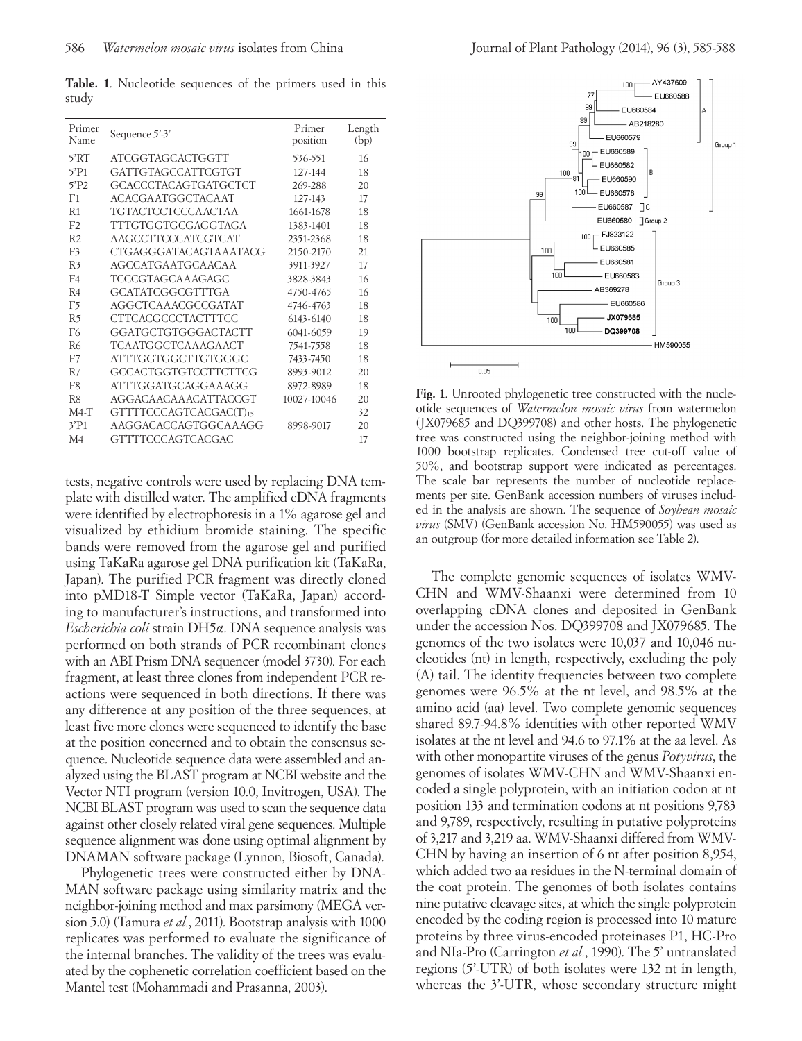**Table. 1**. Nucleotide sequences of the primers used in this study

| Primer Name | Sequence 5'-3' | Primer position | Length (bp) |
|---|---|---|---|
| 5'RT | ATCGGTAGCACTGGTT | 536-551 | 16 |
| 5'P1 | GATTGTAGCCATTCGTGT | 127-144 | 18 |
| 5'P2 | GCACCCTACAGTGATGCTCT | 269-288 | 20 |
| F1 | ACACGAATGGCTACAAT | 127-143 | 17 |
| R1 | TGTACTCCTCCCAACTAA | 1661-1678 | 18 |
| F2 | TTTGTGGTGCGAGGTAGA | 1383-1401 | 18 |
| R2 | AAGCCTTCCCATCGTCAT | 2351-2368 | 18 |
| F3 | CTGAGGGATACAGTAAATACG | 2150-2170 | 21 |
| R3 | AGCCATGAATGCAACAA | 3911-3927 | 17 |
| F4 | TCCCGTAGCAAAGAGC | 3828-3843 | 16 |
| R4 | GCATATCGGCGTTTGA | 4750-4765 | 16 |
| F5 | AGGCTCAAACGCCGATAT | 4746-4763 | 18 |
| R5 | CTTCACGCCCTACTTTCC | 6143-6140 | 18 |
| F6 | GGATGCTGTGGGACTACTT | 6041-6059 | 19 |
| R6 | TCAATGGCTCAAAGAACT | 7541-7558 | 18 |
| F7 | ATTTGGTGGCTTGTGGGC | 7433-7450 | 18 |
| R7 | GCCACTGGTGTCCTTCTTCG | 8993-9012 | 20 |
| F8 | ATTTGGATGCAGGAAAGG | 8972-8989 | 18 |
| R8 | AGGACAACAAACATTACCGT | 10027-10046 | 20 |
| M4-T | GTTTTCCCAGTCACGAC(T)15 | | 32 |
| 3'P1 | AAGGACACCAGTGGCAAAGG | 8998-9017 | 20 |
| M4 | GTTTTCCCAGTCACGAC | | 17 |

tests, negative controls were used by replacing DNA template with distilled water. The amplified cDNA fragments were identified by electrophoresis in a 1% agarose gel and visualized by ethidium bromide staining. The specific bands were removed from the agarose gel and purified using TaKaRa agarose gel DNA purification kit (TaKaRa, Japan). The purified PCR fragment was directly cloned into pMD18-T Simple vector (TaKaRa, Japan) according to manufacturer's instructions, and transformed into *Escherichia coli* strain DH5α. DNA sequence analysis was performed on both strands of PCR recombinant clones with an ABI Prism DNA sequencer (model 3730). For each fragment, at least three clones from independent PCR reactions were sequenced in both directions. If there was any difference at any position of the three sequences, at least five more clones were sequenced to identify the base at the position concerned and to obtain the consensus sequence. Nucleotide sequence data were assembled and analyzed using the BLAST program at NCBI website and the Vector NTI program (version 10.0, Invitrogen, USA). The NCBI BLAST program was used to scan the sequence data against other closely related viral gene sequences. Multiple sequence alignment was done using optimal alignment by DNAMAN software package (Lynnon, Biosoft, Canada).

Phylogenetic trees were constructed either by DNAMAN software package using similarity matrix and the neighbor-joining method and max parsimony (MEGA version 5.0) (Tamura *et al*., 2011). Bootstrap analysis with 1000 replicates was performed to evaluate the significance of the internal branches. The validity of the trees was evaluated by the cophenetic correlation coefficient based on the Mantel test (Mohammadi and Prasanna, 2003).

**Fig. 1**. Unrooted phylogenetic tree constructed with the nucleotide sequences of *Watermelon mosaic virus* from watermelon (JX079685 and DQ399708) and other hosts. The phylogenetic tree was constructed using the neighbor-joining method with 1000 bootstrap replicates. Condensed tree cut-off value of 50%, and bootstrap support were indicated as percentages. The scale bar represents the number of nucleotide replacements per site. GenBank accession numbers of viruses included in the analysis are shown. The sequence of *Soybean mosaic virus* (SMV) (GenBank accession No. HM590055) was used as an outgroup (for more detailed information see Table 2).

The complete genomic sequences of isolates WMV-CHN and WMV-Shaanxi were determined from 10 overlapping cDNA clones and deposited in GenBank under the accession Nos. DQ399708 and JX079685. The genomes of the two isolates were 10,037 and 10,046 nucleotides (nt) in length, respectively, excluding the poly (A) tail. The identity frequencies between two complete genomes were 96.5% at the nt level, and 98.5% at the amino acid (aa) level. Two complete genomic sequences shared 89.7-94.8% identities with other reported WMV isolates at the nt level and 94.6 to 97.1% at the aa level. As with other monopartite viruses of the genus *Potyvirus*, the genomes of isolates WMV-CHN and WMV-Shaanxi encoded a single polyprotein, with an initiation codon at nt position 133 and termination codons at nt positions 9,783 and 9,789, respectively, resulting in putative polyproteins of 3,217 and 3,219 aa. WMV-Shaanxi differed from WMV-CHN by having an insertion of 6 nt after position 8,954, which added two aa residues in the N-terminal domain of the coat protein. The genomes of both isolates contains nine putative cleavage sites, at which the single polyprotein encoded by the coding region is processed into 10 mature proteins by three virus-encoded proteinases P1, HC-Pro and NIa-Pro (Carrington *et al*., 1990). The 5' untranslated regions (5'-UTR) of both isolates were 132 nt in length, whereas the 3'-UTR, whose secondary structure might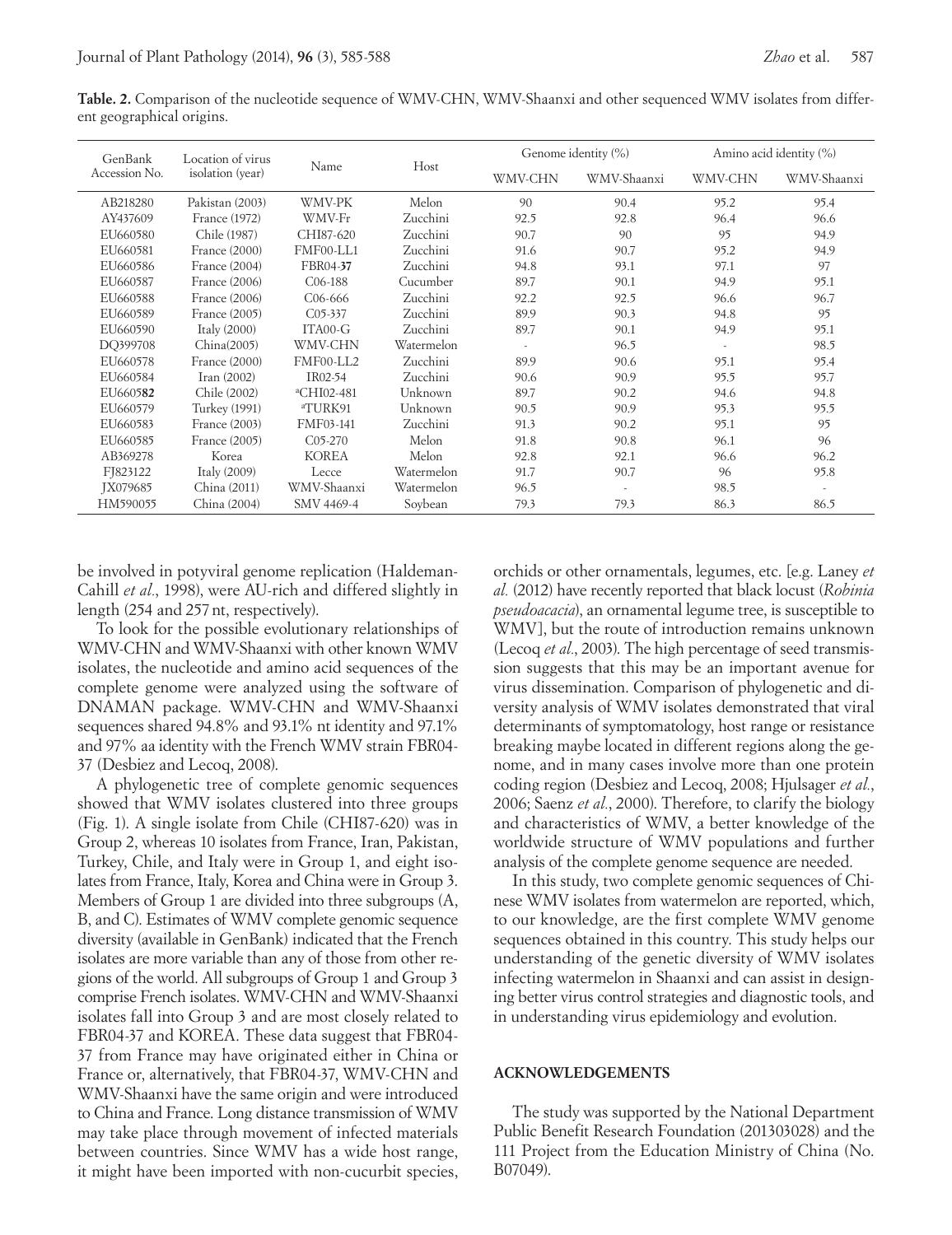**Table. 2.** Comparison of the nucleotide sequence of WMV-CHN, WMV-Shaanxi and other sequenced WMV isolates from different geographical origins.

| GenBank Accession No. | Location of virus isolation (year) | Name | Host | Genome identity (%) | | Amino acid identity (%) | |
|---|---|---|---|---|---|---|---|
| | | | | WMV-CHN | WMV-Shaanxi | WMV-CHN | WMV-Shaanxi |
| AB218280 | Pakistan (2003) | WMV-PK | Melon | 90 | 90.4 | 95.2 | 95.4 |
| AY437609 | France (1972) | WMV-Fr | Zucchini | 92.5 | 92.8 | 96.4 | 96.6 |
| EU660580 | Chile (1987) | CHI87-620 | Zucchini | 90.7 | 90 | 95 | 94.9 |
| EU660581 | France (2000) | FMF00-LL1 | Zucchini | 91.6 | 90.7 | 95.2 | 94.9 |
| EU660586 | France (2004) | FBR04-**37** | Zucchini | 94.8 | 93.1 | 97.1 | 97 |
| EU660587 | France (2006) | C06-188 | Cucumber | 89.7 | 90.1 | 94.9 | 95.1 |
| EU660588 | France (2006) | C06-666 | Zucchini | 92.2 | 92.5 | 96.6 | 96.7 |
| EU660589 | France (2005) | C05-337 | Zucchini | 89.9 | 90.3 | 94.8 | 95 |
| EU660590 | Italy (2000) | ITA00-G | Zucchini | 89.7 | 90.1 | 94.9 | 95.1 |
| DQ399708 | China(2005) | WMV-CHN | Watermelon | - | 96.5 | - | 98.5 |
| EU660578 | France (2000) | FMF00-LL2 | Zucchini | 89.9 | 90.6 | 95.1 | 95.4 |
| EU660584 | Iran (2002) | IR02-54 | Zucchini | 90.6 | 90.9 | 95.5 | 95.7 |
| EU660**582** | Chile (2002) | [a]CHI02-481 | Unknown | 89.7 | 90.2 | 94.6 | 94.8 |
| EU660579 | Turkey (1991) | [a]TURK91 | Unknown | 90.5 | 90.9 | 95.3 | 95.5 |
| EU660583 | France (2003) | FMF03-141 | Zucchini | 91.3 | 90.2 | 95.1 | 95 |
| EU660585 | France (2005) | C05-270 | Melon | 91.8 | 90.8 | 96.1 | 96 |
| AB369278 | Korea | KOREA | Melon | 92.8 | 92.1 | 96.6 | 96.2 |
| FJ823122 | Italy (2009) | Lecce | Watermelon | 91.7 | 90.7 | 96 | 95.8 |
| JX079685 | China (2011) | WMV-Shaanxi | Watermelon | 96.5 | - | 98.5 | - |
| HM590055 | China (2004) | SMV 4469-4 | Soybean | 79.3 | 79.3 | 86.3 | 86.5 |

be involved in potyviral genome replication (Haldeman-Cahill *et al*., 1998), were AU-rich and differed slightly in length (254 and 257 nt, respectively).

To look for the possible evolutionary relationships of WMV-CHN and WMV-Shaanxi with other known WMV isolates, the nucleotide and amino acid sequences of the complete genome were analyzed using the software of DNAMAN package. WMV-CHN and WMV-Shaanxi sequences shared 94.8% and 93.1% nt identity and 97.1% and 97% aa identity with the French WMV strain FBR04-37 (Desbiez and Lecoq, 2008).

A phylogenetic tree of complete genomic sequences showed that WMV isolates clustered into three groups (Fig. 1). A single isolate from Chile (CHI87-620) was in Group 2, whereas 10 isolates from France, Iran, Pakistan, Turkey, Chile, and Italy were in Group 1, and eight isolates from France, Italy, Korea and China were in Group 3. Members of Group 1 are divided into three subgroups (A, B, and C). Estimates of WMV complete genomic sequence diversity (available in GenBank) indicated that the French isolates are more variable than any of those from other regions of the world. All subgroups of Group 1 and Group 3 comprise French isolates. WMV-CHN and WMV-Shaanxi isolates fall into Group 3 and are most closely related to FBR04-37 and KOREA. These data suggest that FBR04-37 from France may have originated either in China or France or, alternatively, that FBR04-37, WMV-CHN and WMV-Shaanxi have the same origin and were introduced to China and France. Long distance transmission of WMV may take place through movement of infected materials between countries. Since WMV has a wide host range, it might have been imported with non-cucurbit species, orchids or other ornamentals, legumes, etc. [e.g. Laney *et al.* (2012) have recently reported that black locust (*Robinia pseudoacacia*), an ornamental legume tree, is susceptible to WMV], but the route of introduction remains unknown (Lecoq *et al*., 2003). The high percentage of seed transmission suggests that this may be an important avenue for virus dissemination. Comparison of phylogenetic and diversity analysis of WMV isolates demonstrated that viral determinants of symptomatology, host range or resistance breaking maybe located in different regions along the genome, and in many cases involve more than one protein coding region (Desbiez and Lecoq, 2008; Hjulsager *et al.*, 2006; Saenz *et al.*, 2000). Therefore, to clarify the biology and characteristics of WMV, a better knowledge of the worldwide structure of WMV populations and further analysis of the complete genome sequence are needed.

In this study, two complete genomic sequences of Chinese WMV isolates from watermelon are reported, which, to our knowledge, are the first complete WMV genome sequences obtained in this country. This study helps our understanding of the genetic diversity of WMV isolates infecting watermelon in Shaanxi and can assist in designing better virus control strategies and diagnostic tools, and in understanding virus epidemiology and evolution.

## ACKNOWLEDGEMENTS

The study was supported by the National Department Public Benefit Research Foundation (201303028) and the 111 Project from the Education Ministry of China (No. B07049).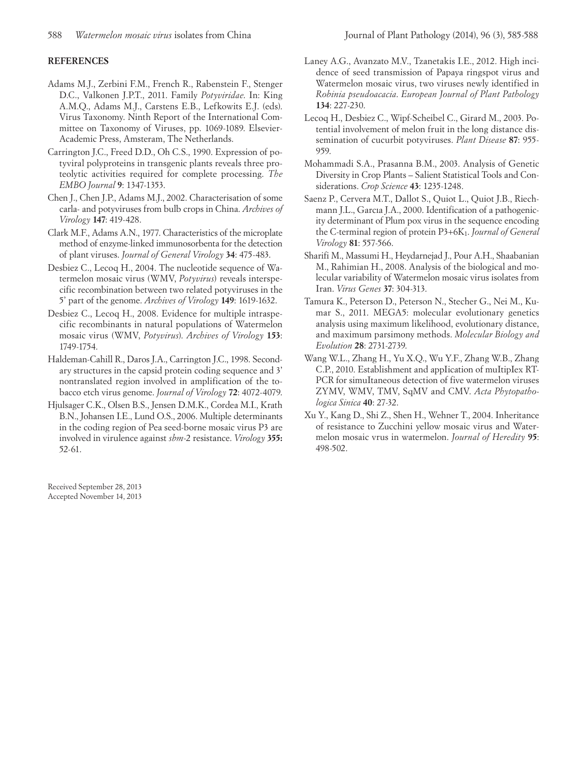## REFERENCES

Adams M.J., Zerbini F.M., French R., Rabenstein F., Stenger D.C., Valkonen J.P.T., 2011. Family *Potyviridae*. In: King A.M.Q., Adams M.J., Carstens E.B., Lefkowits E.J. (eds). Virus Taxonomy. Ninth Report of the International Committee on Taxonomy of Viruses, pp. 1069-1089. Elsevier-Academic Press, Amsteram, The Netherlands.

Carrington J.C., Freed D.D., Oh C.S., 1990. Expression of potyviral polyproteins in transgenic plants reveals three proteolytic activities required for complete processing. *The EMBO Journal* **9**: 1347-1353.

Chen J., Chen J.P., Adams M.J., 2002. Characterisation of some carla- and potyviruses from bulb crops in China. *Archives of Virology* **147**: 419-428.

Clark M.F., Adams A.N., 1977. Characteristics of the microplate method of enzyme-linked immunosorbenta for the detection of plant viruses. *Journal of General Virology* **34**: 475-483.

Desbiez C., Lecoq H., 2004. The nucleotide sequence of Watermelon mosaic virus (WMV, *Potyvirus*) reveals interspecific recombination between two related potyviruses in the 5' part of the genome. *Archives of Virology* **149**: 1619-1632.

Desbiez C., Lecoq H., 2008. Evidence for multiple intraspecific recombinants in natural populations of Watermelon mosaic virus (WMV, *Potyvirus*). *Archives of Virology* **153**: 1749-1754.

Haldeman-Cahill R., Daros J.A., Carrington J.C., 1998. Secondary structures in the capsid protein coding sequence and 3' nontranslated region involved in amplification of the tobacco etch virus genome. *Journal of Virology* **72**: 4072-4079.

Hjulsager C.K., Olsen B.S., Jensen D.M.K., Cordea M.I., Krath B.N., Johansen I.E., Lund O.S., 2006. Multiple determinants in the coding region of Pea seed-borne mosaic virus P3 are involved in virulence against *sbm-2* resistance. *Virology* **355:** 52-61.

Laney A.G., Avanzato M.V., Tzanetakis I.E., 2012. High incidence of seed transmission of Papaya ringspot virus and Watermelon mosaic virus, two viruses newly identified in *Robinia pseudoacacia*. *European Journal of Plant Pathology* **134**: 227-230.

Lecoq H., Desbiez C., Wipf-Scheibel C., Girard M., 2003. Potential involvement of melon fruit in the long distance dissemination of cucurbit potyviruses. *Plant Disease* **87**: 955-959.

Mohammadi S.A., Prasanna B.M., 2003. Analysis of Genetic Diversity in Crop Plants – Salient Statistical Tools and Considerations. *Crop Science* **43**: 1235-1248.

Saenz P., Cervera M.T., Dallot S., Quiot L., Quiot J.B., Riechmann J.L., Garcıa J.A., 2000. Identification of a pathogenicity determinant of Plum pox virus in the sequence encoding the C-terminal region of protein P3+6$K_1$. *Journal of General Virology* **81**: 557-566.

Sharifi M., Massumi H., Heydarnejad J., Pour A.H., Shaabanian M., Rahimian H., 2008. Analysis of the biological and molecular variability of Watermelon mosaic virus isolates from Iran. *Virus Genes* **37**: 304-313.

Tamura K., Peterson D., Peterson N., Stecher G., Nei M., Kumar S., 2011. MEGA5: molecular evolutionary genetics analysis using maximum likelihood, evolutionary distance, and maximum parsimony methods. *Molecular Biology and Evolution* **28**: 2731-2739.

Wang W.L., Zhang H., Yu X.Q., Wu Y.F., Zhang W.B., Zhang C.P., 2010. Establishment and appIication of muItipIex RT-PCR for simuItaneous detection of five watermelon viruses ZYMV, WMV, TMV, SqMV and CMV. *Acta Phytopathologica Sinica* **40**: 27-32.

Xu Y., Kang D., Shi Z., Shen H., Wehner T., 2004. Inheritance of resistance to Zucchini yellow mosaic virus and Watermelon mosaic vrus in watermelon. *Journal of Heredity* **95**: 498-502.

Received September 28, 2013
Accepted November 14, 2013